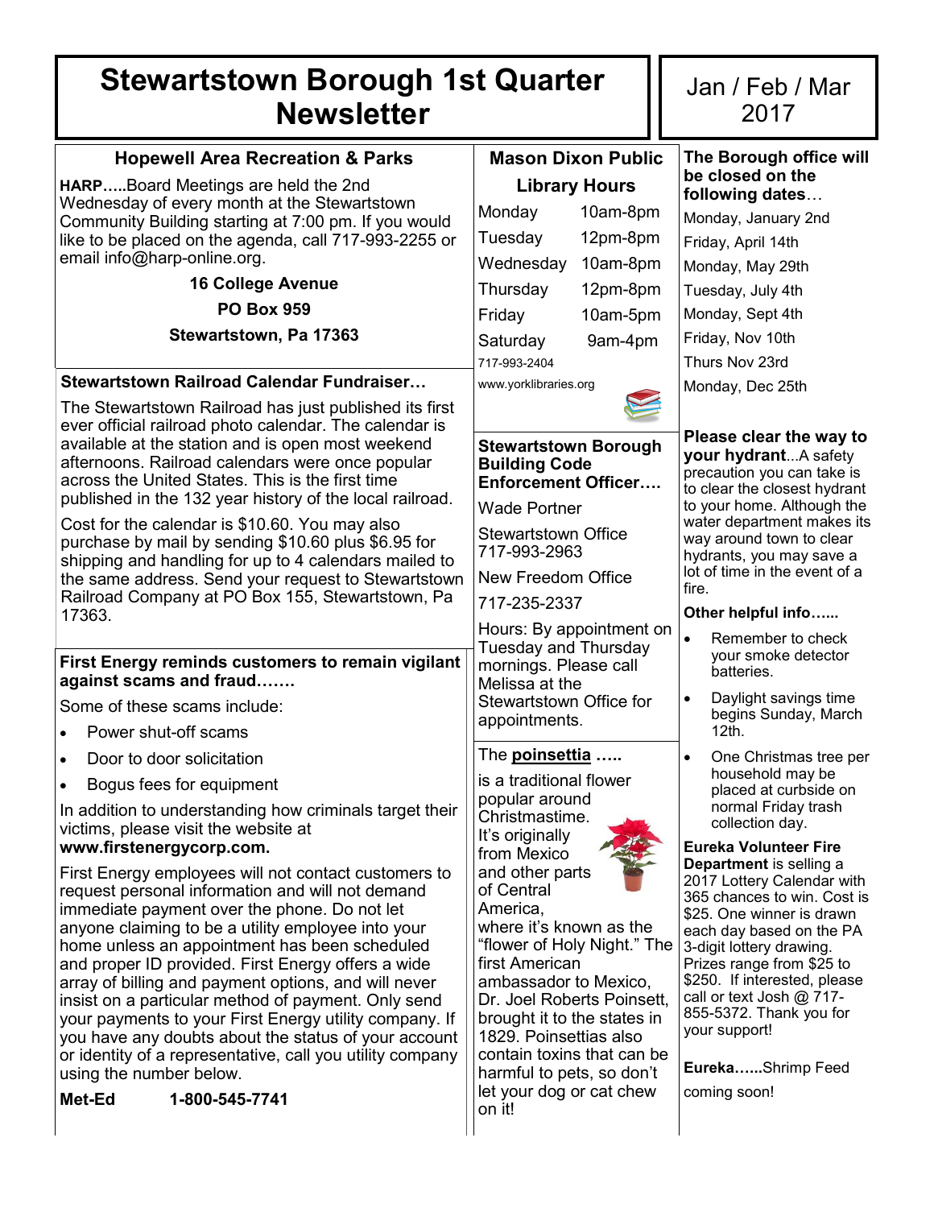# Stewartstown Borough 1st Quarter Newsletter

Jan / Feb / Mar 2017

## Hopewell Area Recreation & Parks

**HARP…..**Board Meetings are held the 2nd Wednesday of every month at the Stewartstown Community Building starting at 7:00 pm. If you would like to be placed on the agenda, call 717-993-2255 or email info@harp-online.org.

**16 College Avenue**

**PO Box 959**

**Stewartstown, Pa 17363**

### Stewartstown Railroad Calendar Fundraiser…

The Stewartstown Railroad has just published its first ever official railroad photo calendar. The calendar is available at the station and is open most weekend afternoons. Railroad calendars were once popular across the United States. This is the first time published in the 132 year history of the local railroad.

Cost for the calendar is $10.60. You may also purchase by mail by sending $10.60 plus $6.95 for shipping and handling for up to 4 calendars mailed to the same address. Send your request to Stewartstown Railroad Company at PO Box 155, Stewartstown, Pa 17363.

### First Energy reminds customers to remain vigilant against scams and fraud…….

Some of these scams include:

- Power shut-off scams
- Door to door solicitation
- Bogus fees for equipment

In addition to understanding how criminals target their victims, please visit the website at **www.firstenergycorp.com.**

First Energy employees will not contact customers to request personal information and will not demand immediate payment over the phone. Do not let anyone claiming to be a utility employee into your home unless an appointment has been scheduled and proper ID provided. First Energy offers a wide array of billing and payment options, and will never insist on a particular method of payment. Only send your payments to your First Energy utility company. If you have any doubts about the status of your account or identity of a representative, call you utility company using the number below.

**Met-Ed** **1-800-545-7741**

## Mason Dixon Public Library Hours

| | |
|---|---|
| Monday | 10am-8pm |
| Tuesday | 12pm-8pm |
| Wednesday | 10am-8pm |
| Thursday | 12pm-8pm |
| Friday | 10am-5pm |
| Saturday | 9am-4pm |

717-993-2404

www.yorklibraries.org

### Stewartstown Borough Building Code Enforcement Officer….

Wade Portner

Stewartstown Office 717-993-2963

New Freedom Office

717-235-2337

Hours: By appointment on Tuesday and Thursday mornings. Please call Melissa at the Stewartstown Office for appointments.

The **poinsettia** …..

is a traditional flower popular around Christmastime. It's originally from Mexico and other parts of Central America, where it's known as the "flower of Holy Night." The first American ambassador to Mexico, Dr. Joel Roberts Poinsett, brought it to the states in 1829. Poinsettias also contain toxins that can be harmful to pets, so don't let your dog or cat chew on it!

### The Borough office will be closed on the following dates…

Monday, January 2nd

Friday, April 14th

Monday, May 29th

Tuesday, July 4th

Monday, Sept 4th

Friday, Nov 10th

Thurs Nov 23rd

Monday, Dec 25th

**Please clear the way to your hydrant**...A safety precaution you can take is to clear the closest hydrant to your home. Although the water department makes its way around town to clear hydrants, you may save a lot of time in the event of a fire.

**Other helpful info…...**

- Remember to check your smoke detector batteries.
- Daylight savings time begins Sunday, March 12th.
- One Christmas tree per household may be placed at curbside on normal Friday trash collection day.

**Eureka Volunteer Fire Department** is selling a 2017 Lottery Calendar with 365 chances to win. Cost is $25. One winner is drawn each day based on the PA 3-digit lottery drawing. Prizes range from $25 to $250. If interested, please call or text Josh @ 717-855-5372. Thank you for your support!

**Eureka…...**Shrimp Feed coming soon!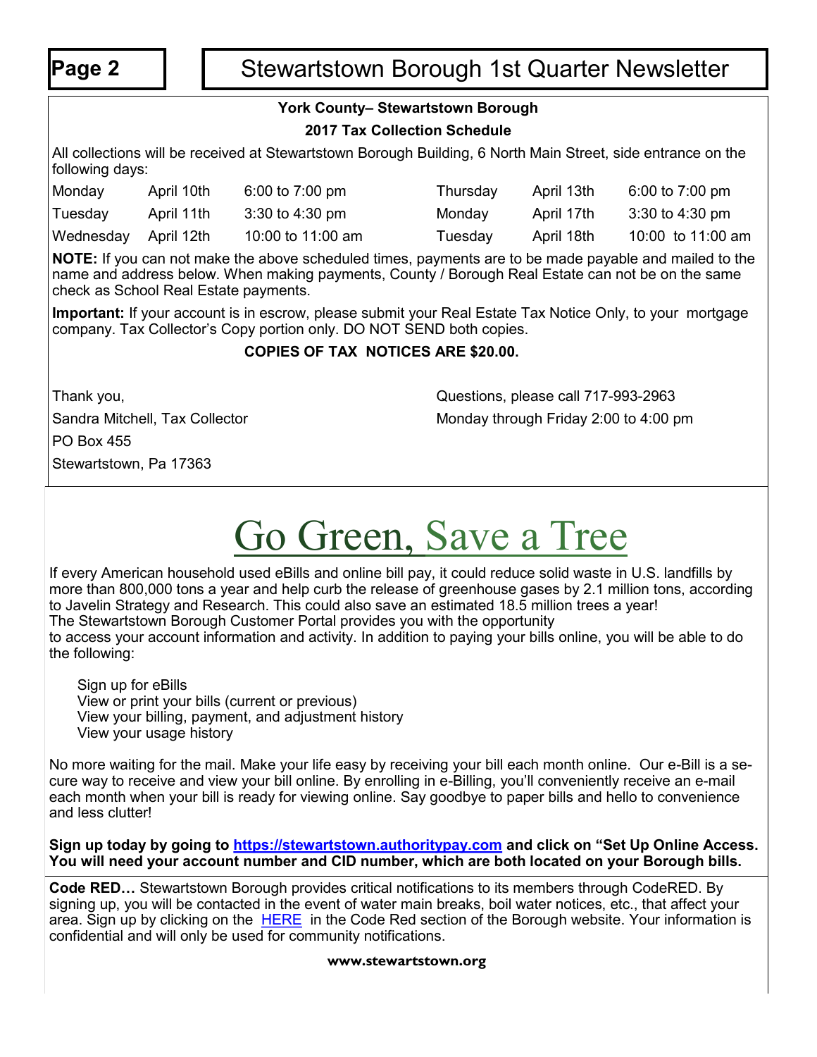## York County– Stewartstown Borough

### 2017 Tax Collection Schedule

All collections will be received at Stewartstown Borough Building, 6 North Main Street, side entrance on the following days:

| | | | | | |
|---|---|---|---|---|---|
| Monday | April 10th | 6:00 to 7:00 pm | Thursday | April 13th | 6:00 to 7:00 pm |
| Tuesday | April 11th | 3:30 to 4:30 pm | Monday | April 17th | 3:30 to 4:30 pm |
| Wednesday | April 12th | 10:00 to 11:00 am | Tuesday | April 18th | 10:00 to 11:00 am |

**NOTE:** If you can not make the above scheduled times, payments are to be made payable and mailed to the name and address below. When making payments, County / Borough Real Estate can not be on the same check as School Real Estate payments.

**Important:** If your account is in escrow, please submit your Real Estate Tax Notice Only, to your mortgage company. Tax Collector's Copy portion only. DO NOT SEND both copies.

**COPIES OF TAX NOTICES ARE $20.00.**

Thank you,
Sandra Mitchell, Tax Collector
PO Box 455
Stewartstown, Pa 17363

Questions, please call 717-993-2963
Monday through Friday 2:00 to 4:00 pm

# Go Green, Save a Tree

If every American household used eBills and online bill pay, it could reduce solid waste in U.S. landfills by more than 800,000 tons a year and help curb the release of greenhouse gases by 2.1 million tons, according to Javelin Strategy and Research. This could also save an estimated 18.5 million trees a year!
The Stewartstown Borough Customer Portal provides you with the opportunity
to access your account information and activity. In addition to paying your bills online, you will be able to do the following:

- Sign up for eBills
- View or print your bills (current or previous)
- View your billing, payment, and adjustment history
- View your usage history

No more waiting for the mail. Make your life easy by receiving your bill each month online. Our e-Bill is a secure way to receive and view your bill online. By enrolling in e-Billing, you'll conveniently receive an e-mail each month when your bill is ready for viewing online. Say goodbye to paper bills and hello to convenience and less clutter!

**Sign up today by going to https://stewartstown.authoritypay.com and click on "Set Up Online Access. You will need your account number and CID number, which are both located on your Borough bills.**

**Code RED…** Stewartstown Borough provides critical notifications to its members through CodeRED. By signing up, you will be contacted in the event of water main breaks, boil water notices, etc., that affect your area. Sign up by clicking on the HERE in the Code Red section of the Borough website. Your information is confidential and will only be used for community notifications.

**www.stewartstown.org**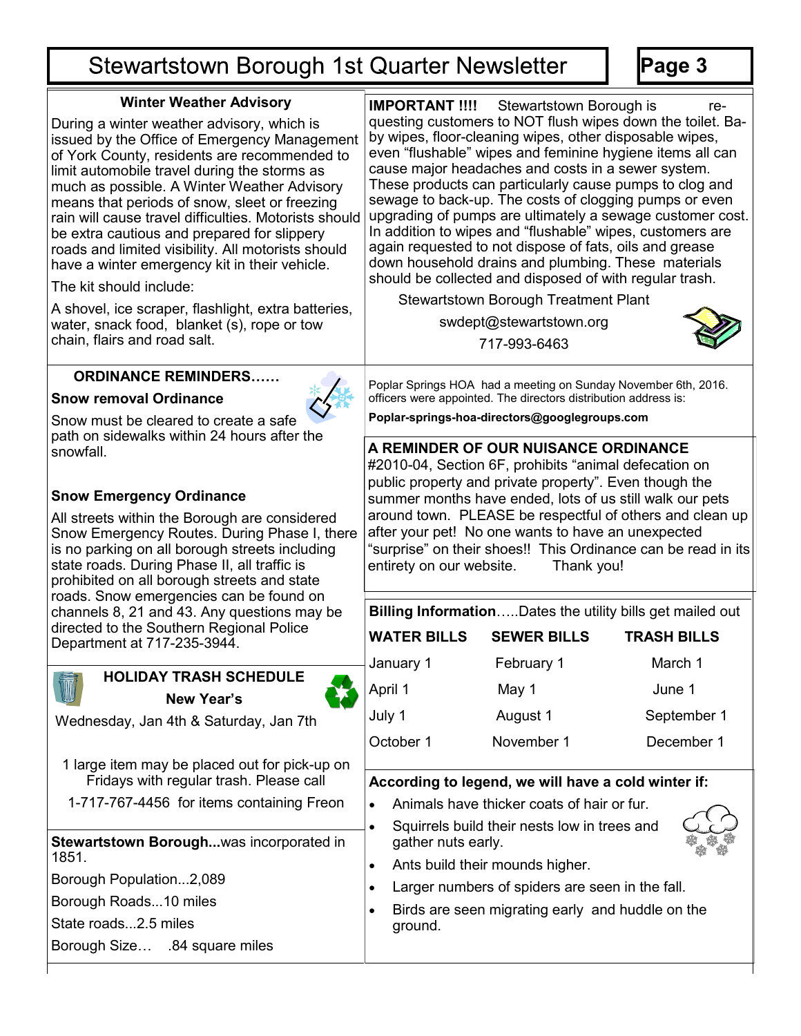## Winter Weather Advisory

During a winter weather advisory, which is issued by the Office of Emergency Management of York County, residents are recommended to limit automobile travel during the storms as much as possible. A Winter Weather Advisory means that periods of snow, sleet or freezing rain will cause travel difficulties. Motorists should be extra cautious and prepared for slippery roads and limited visibility. All motorists should have a winter emergency kit in their vehicle.

The kit should include:

A shovel, ice scraper, flashlight, extra batteries, water, snack food, blanket (s), rope or tow chain, flairs and road salt.

## ORDINANCE REMINDERS……

### Snow removal Ordinance

Snow must be cleared to create a safe path on sidewalks within 24 hours after the snowfall.

### Snow Emergency Ordinance

All streets within the Borough are considered Snow Emergency Routes. During Phase I, there is no parking on all borough streets including state roads. During Phase II, all traffic is prohibited on all borough streets and state roads. Snow emergencies can be found on channels 8, 21 and 43. Any questions may be directed to the Southern Regional Police Department at 717-235-3944.

## HOLIDAY TRASH SCHEDULE

**New Year's**

Wednesday, Jan 4th & Saturday, Jan 7th

1 large item may be placed out for pick-up on Fridays with regular trash. Please call 1-717-767-4456 for items containing Freon

**Stewartstown Borough...**was incorporated in 1851.

Borough Population...2,089

Borough Roads...10 miles

State roads...2.5 miles

Borough Size… .84 square miles

**IMPORTANT !!!!** Stewartstown Borough is requesting customers to NOT flush wipes down the toilet. Baby wipes, floor-cleaning wipes, other disposable wipes, even "flushable" wipes and feminine hygiene items all can cause major headaches and costs in a sewer system. These products can particularly cause pumps to clog and sewage to back-up. The costs of clogging pumps or even upgrading of pumps are ultimately a sewage customer cost. In addition to wipes and "flushable" wipes, customers are again requested to not dispose of fats, oils and grease down household drains and plumbing. These materials should be collected and disposed of with regular trash.

Stewartstown Borough Treatment Plant

swdept@stewartstown.org

717-993-6463

Poplar Springs HOA had a meeting on Sunday November 6th, 2016. officers were appointed. The directors distribution address is:

**Poplar-springs-hoa-directors@googlegroups.com**

## A REMINDER OF OUR NUISANCE ORDINANCE

#2010-04, Section 6F, prohibits "animal defecation on public property and private property". Even though the summer months have ended, lots of us still walk our pets around town. PLEASE be respectful of others and clean up after your pet! No one wants to have an unexpected "surprise" on their shoes!! This Ordinance can be read in its entirety on our website. Thank you!

**Billing Information**…..Dates the utility bills get mailed out

| WATER BILLS | SEWER BILLS | TRASH BILLS |
|---|---|---|
| January 1 | February 1 | March 1 |
| April 1 | May 1 | June 1 |
| July 1 | August 1 | September 1 |
| October 1 | November 1 | December 1 |

**According to legend, we will have a cold winter if:**

- Animals have thicker coats of hair or fur.
- Squirrels build their nests low in trees and gather nuts early.
- Ants build their mounds higher.
- Larger numbers of spiders are seen in the fall.
- Birds are seen migrating early and huddle on the ground.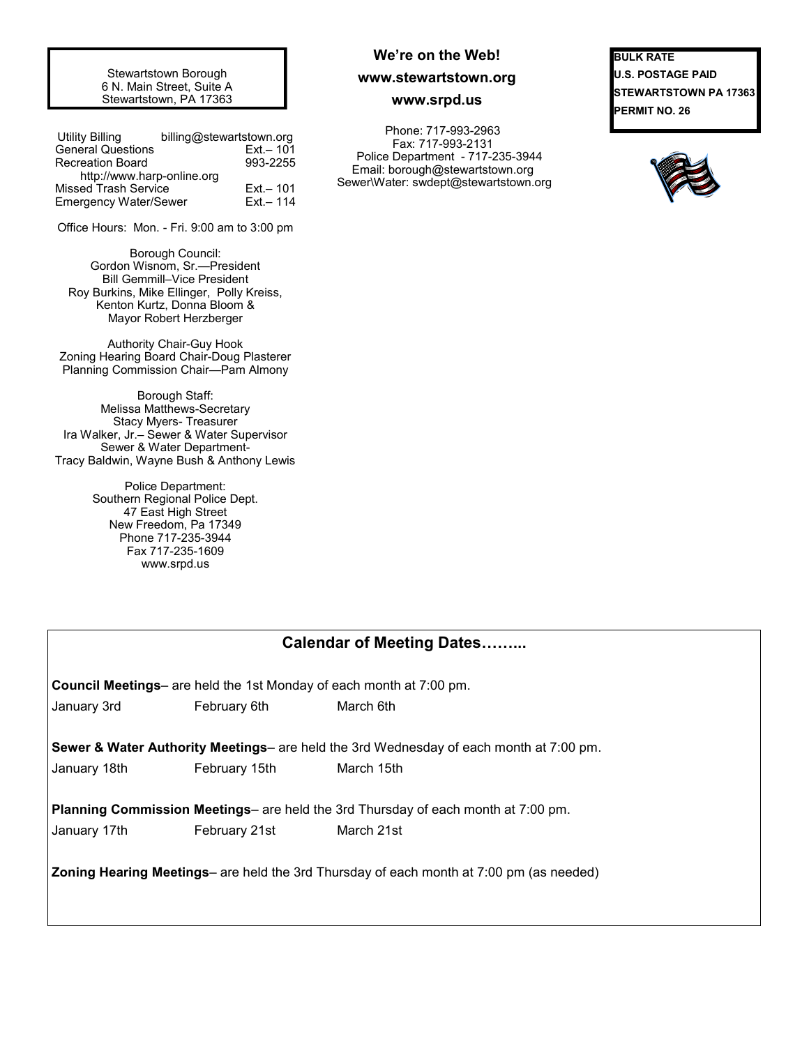Stewartstown Borough
6 N. Main Street, Suite A
Stewartstown, PA 17363

| | |
|---|---|
| Utility Billing | billing@stewartstown.org |
| General Questions | Ext.– 101 |
| Recreation Board | 993-2255 |
| http://www.harp-online.org | |
| Missed Trash Service | Ext.– 101 |
| Emergency Water/Sewer | Ext.– 114 |

Office Hours: Mon. - Fri. 9:00 am to 3:00 pm

Borough Council:
Gordon Wisnom, Sr.—President
Bill Gemmill–Vice President
Roy Burkins, Mike Ellinger, Polly Kreiss,
Kenton Kurtz, Donna Bloom &
Mayor Robert Herzberger

Authority Chair-Guy Hook
Zoning Hearing Board Chair-Doug Plasterer
Planning Commission Chair—Pam Almony

Borough Staff:
Melissa Matthews-Secretary
Stacy Myers- Treasurer
Ira Walker, Jr.– Sewer & Water Supervisor
Sewer & Water Department-
Tracy Baldwin, Wayne Bush & Anthony Lewis

Police Department:
Southern Regional Police Dept.
47 East High Street
New Freedom, Pa 17349
Phone 717-235-3944
Fax 717-235-1609
www.srpd.us

**We're on the Web!**

**www.stewartstown.org**

**www.srpd.us**

Phone: 717-993-2963
Fax: 717-993-2131
Police Department - 717-235-3944
Email: borough@stewartstown.org
Sewer\Water: swdept@stewartstown.org

**BULK RATE**
**U.S. POSTAGE PAID**
**STEWARTSTOWN PA 17363**
**PERMIT NO. 26**

## Calendar of Meeting Dates……...

**Council Meetings**– are held the 1st Monday of each month at 7:00 pm.

| | | |
|---|---|---|
| January 3rd | February 6th | March 6th |

**Sewer & Water Authority Meetings**– are held the 3rd Wednesday of each month at 7:00 pm.

| | | |
|---|---|---|
| January 18th | February 15th | March 15th |

**Planning Commission Meetings**– are held the 3rd Thursday of each month at 7:00 pm.

| | | |
|---|---|---|
| January 17th | February 21st | March 21st |

**Zoning Hearing Meetings**– are held the 3rd Thursday of each month at 7:00 pm (as needed)